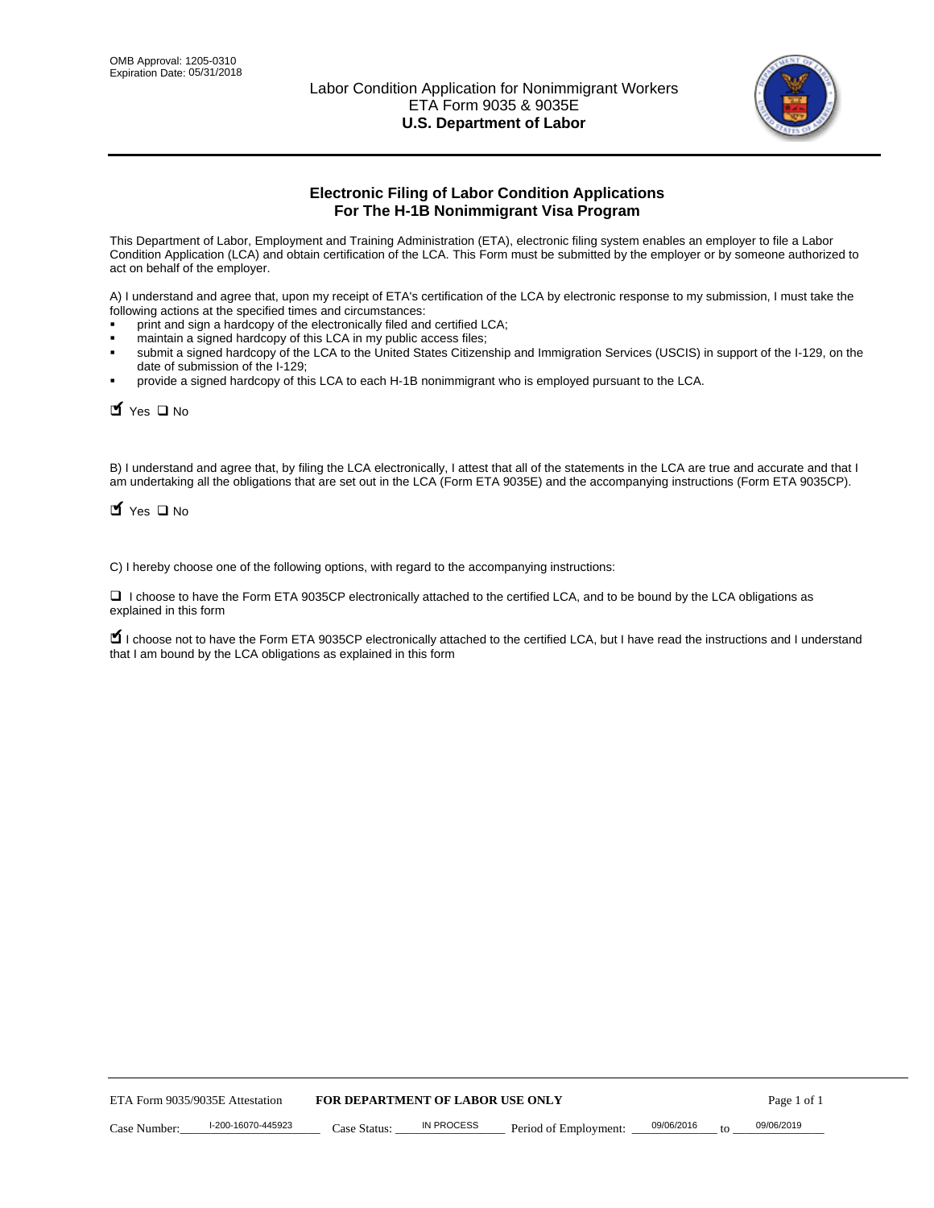OMB Approval: 1205-0310
Expiration Date: 05/31/2018

# Labor Condition Application for Nonimmigrant Workers
## ETA Form 9035 & 9035E
## **U.S. Department of Labor**

### Electronic Filing of Labor Condition Applications For The H-1B Nonimmigrant Visa Program

This Department of Labor, Employment and Training Administration (ETA), electronic filing system enables an employer to file a Labor Condition Application (LCA) and obtain certification of the LCA. This Form must be submitted by the employer or by someone authorized to act on behalf of the employer.

A) I understand and agree that, upon my receipt of ETA's certification of the LCA by electronic response to my submission, I must take the following actions at the specified times and circumstances:

- print and sign a hardcopy of the electronically filed and certified LCA;
- maintain a signed hardcopy of this LCA in my public access files;
- submit a signed hardcopy of the LCA to the United States Citizenship and Immigration Services (USCIS) in support of the I-129, on the date of submission of the I-129;
- provide a signed hardcopy of this LCA to each H-1B nonimmigrant who is employed pursuant to the LCA.

☑ Yes ☐ No

B) I understand and agree that, by filing the LCA electronically, I attest that all of the statements in the LCA are true and accurate and that I am undertaking all the obligations that are set out in the LCA (Form ETA 9035E) and the accompanying instructions (Form ETA 9035CP).

☑ Yes ☐ No

C) I hereby choose one of the following options, with regard to the accompanying instructions:

☐ I choose to have the Form ETA 9035CP electronically attached to the certified LCA, and to be bound by the LCA obligations as explained in this form

☑ I choose not to have the Form ETA 9035CP electronically attached to the certified LCA, but I have read the instructions and I understand that I am bound by the LCA obligations as explained in this form

ETA Form 9035/9035E Attestation **FOR DEPARTMENT OF LABOR USE ONLY**

Case Number: I-200-16070-445923 Case Status: IN PROCESS Period of Employment: 09/06/2016 to 09/06/2019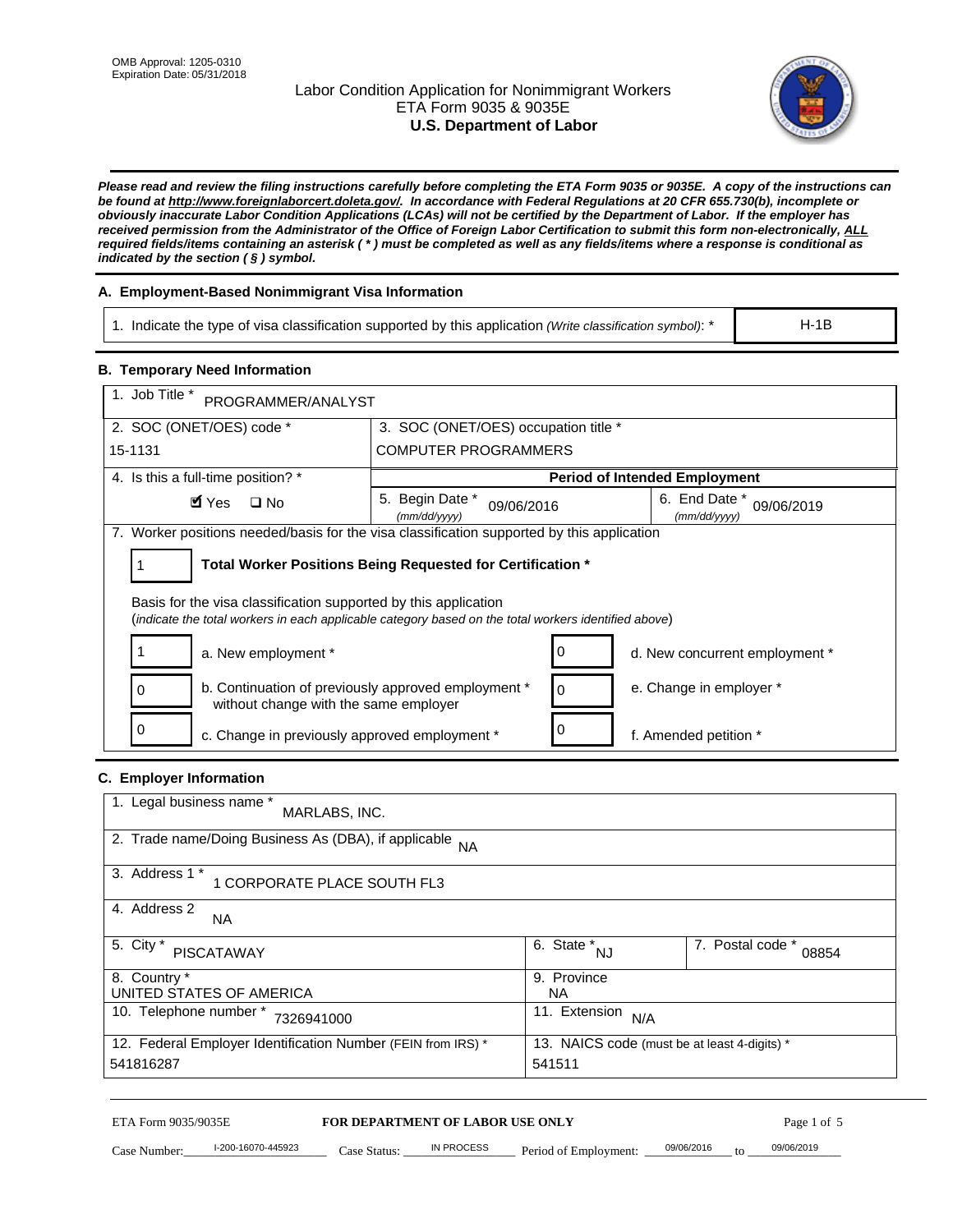OMB Approval: 1205-0310
Expiration Date: 05/31/2018

# Labor Condition Application for Nonimmigrant Workers
ETA Form 9035 & 9035E
**U.S. Department of Labor**

***Please read and review the filing instructions carefully before completing the ETA Form 9035 or 9035E. A copy of the instructions can be found at http://www.foreignlaborcert.doleta.gov/. In accordance with Federal Regulations at 20 CFR 655.730(b), incomplete or obviously inaccurate Labor Condition Applications (LCAs) will not be certified by the Department of Labor. If the employer has received permission from the Administrator of the Office of Foreign Labor Certification to submit this form non-electronically, ALL required fields/items containing an asterisk ( * ) must be completed as well as any fields/items where a response is conditional as indicated by the section ( § ) symbol.***

## A. Employment-Based Nonimmigrant Visa Information

| 1. Indicate the type of visa classification supported by this application *(Write classification symbol)*: * | H-1B |
|---|---|

## B. Temporary Need Information

| 1. Job Title * PROGRAMMER/ANALYST | | |
|---|---|---|
| 2. SOC (ONET/OES) code * 15-1131 | 3. SOC (ONET/OES) occupation title * COMPUTER PROGRAMMERS | |
| 4. Is this a full-time position? * ☑ Yes ☐ No | **Period of Intended Employment** | |
| | 5. Begin Date * *(mm/dd/yyyy)* 09/06/2016 | 6. End Date * *(mm/dd/yyyy)* 09/06/2019 |

7. Worker positions needed/basis for the visa classification supported by this application

| 1 | **Total Worker Positions Being Requested for Certification *** |
|---|---|

Basis for the visa classification supported by this application
(*indicate the total workers in each applicable category based on the total workers identified above*)

| | | | |
|---|---|---|---|
| 1 | a. New employment * | 0 | d. New concurrent employment * |
| 0 | b. Continuation of previously approved employment * without change with the same employer | 0 | e. Change in employer * |
| 0 | c. Change in previously approved employment * | 0 | f. Amended petition * |

## C. Employer Information

| | | |
|---|---|---|
| 1. Legal business name * MARLABS, INC. | | |
| 2. Trade name/Doing Business As (DBA), if applicable NA | | |
| 3. Address 1 * 1 CORPORATE PLACE SOUTH FL3 | | |
| 4. Address 2 NA | | |
| 5. City * PISCATAWAY | 6. State * NJ | 7. Postal code * 08854 |
| 8. Country * UNITED STATES OF AMERICA | 9. Province NA | |
| 10. Telephone number * 7326941000 | 11. Extension N/A | |
| 12. Federal Employer Identification Number (FEIN from IRS) * 541816287 | 13. NAICS code (must be at least 4-digits) * 541511 | |

ETA Form 9035/9035E **FOR DEPARTMENT OF LABOR USE ONLY**

Case Number: I-200-16070-445923 Case Status: IN PROCESS Period of Employment: 09/06/2016 to 09/06/2019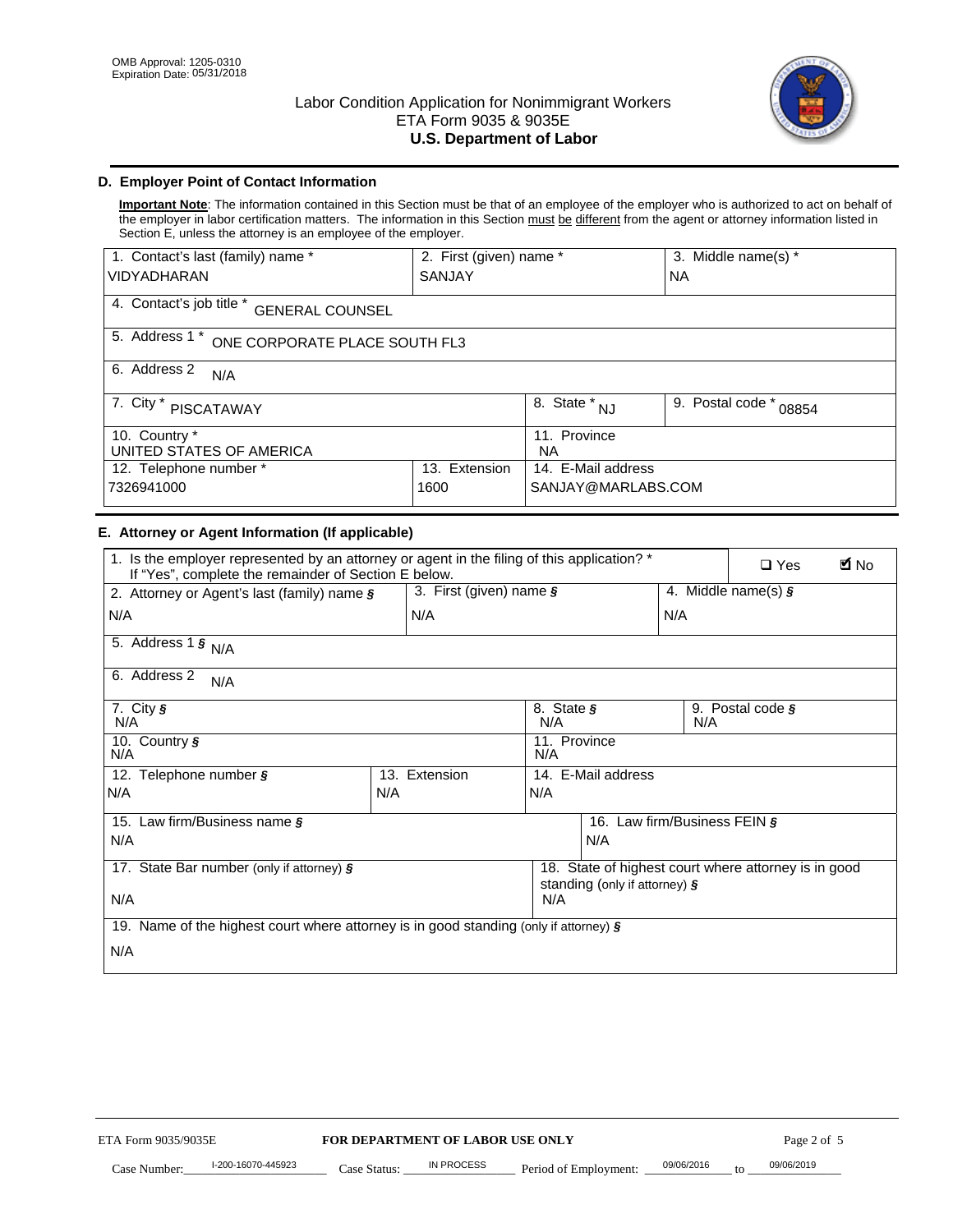OMB Approval: 1205-0310
Expiration Date: 05/31/2018

# Labor Condition Application for Nonimmigrant Workers
ETA Form 9035 & 9035E
**U.S. Department of Labor**

## D. Employer Point of Contact Information

**Important Note**: The information contained in this Section must be that of an employee of the employer who is authorized to act on behalf of the employer in labor certification matters. The information in this Section must be different from the agent or attorney information listed in Section E, unless the attorney is an employee of the employer.

| 1. Contact's last (family) name * | 2. First (given) name * | 3. Middle name(s) * |
|---|---|---|
| VIDYADHARAN | SANJAY | NA |

4. Contact's job title * GENERAL COUNSEL

5. Address 1 * ONE CORPORATE PLACE SOUTH FL3

6. Address 2 N/A

| 7. City * | 8. State * | 9. Postal code * |
|---|---|---|
| PISCATAWAY | NJ | 08854 |

| 10. Country * | 11. Province |
|---|---|
| UNITED STATES OF AMERICA | NA |

| 12. Telephone number * | 13. Extension | 14. E-Mail address |
|---|---|---|
| 7326941000 | 1600 | SANJAY@MARLABS.COM |

## E. Attorney or Agent Information (If applicable)

1. Is the employer represented by an attorney or agent in the filing of this application? * If "Yes", complete the remainder of Section E below. ☐ Yes ☑ No

| 2. Attorney or Agent's last (family) name § | 3. First (given) name § | 4. Middle name(s) § |
|---|---|---|
| N/A | N/A | N/A |

5. Address 1 § N/A

6. Address 2 N/A

| 7. City § | 8. State § | 9. Postal code § |
|---|---|---|
| N/A | N/A | N/A |

| 10. Country § | 11. Province |
|---|---|
| N/A | N/A |

| 12. Telephone number § | 13. Extension | 14. E-Mail address |
|---|---|---|
| N/A | N/A | N/A |

| 15. Law firm/Business name § | 16. Law firm/Business FEIN § |
|---|---|
| N/A | N/A |

| 17. State Bar number (only if attorney) § | 18. State of highest court where attorney is in good standing (only if attorney) § |
|---|---|
| N/A | N/A |

19. Name of the highest court where attorney is in good standing (only if attorney) §

N/A

ETA Form 9035/9035E — **FOR DEPARTMENT OF LABOR USE ONLY**

Case Number: I-200-16070-445923 Case Status: IN PROCESS Period of Employment: 09/06/2016 to 09/06/2019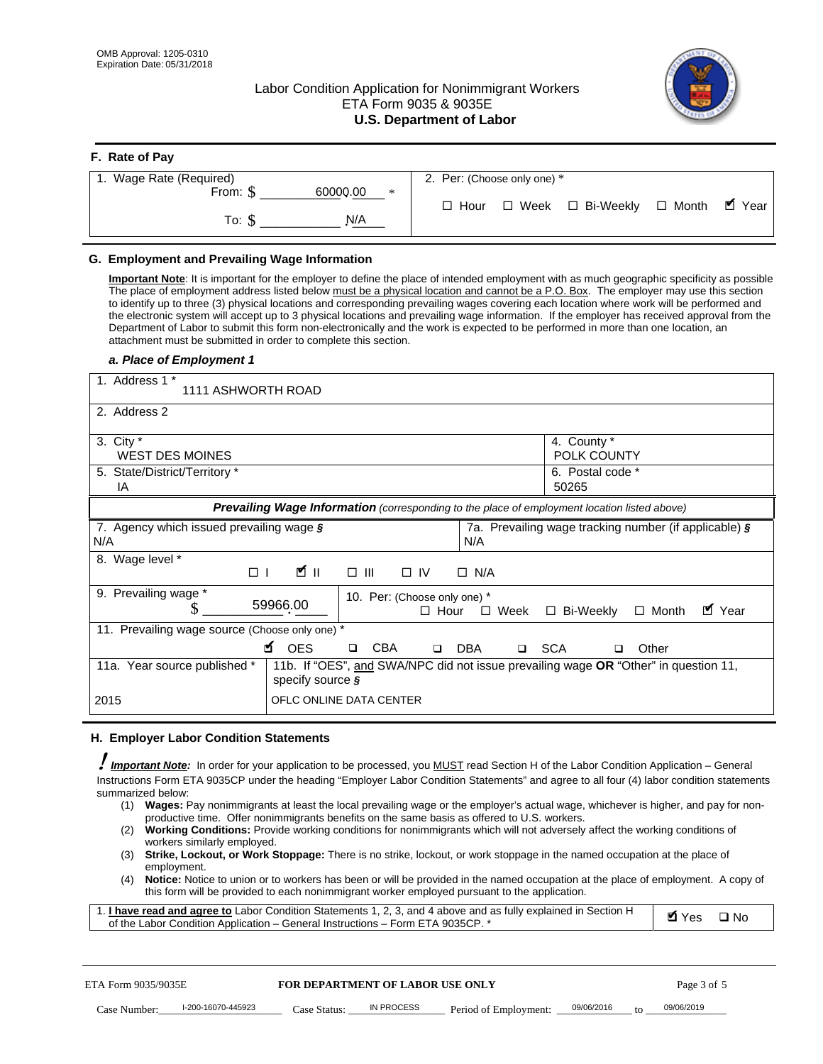OMB Approval: 1205-0310
Expiration Date: 05/31/2018

# Labor Condition Application for Nonimmigrant Workers
ETA Form 9035 & 9035E
**U.S. Department of Labor**

## F. Rate of Pay

| 1. Wage Rate (Required) | 2. Per: (Choose only one) * |
|---|---|
| From: $ 60000.00 * | ☐ Hour ☐ Week ☐ Bi-Weekly ☐ Month ☑ Year |
| To: $ N/A | |

## G. Employment and Prevailing Wage Information

**Important Note**: It is important for the employer to define the place of intended employment with as much geographic specificity as possible The place of employment address listed below must be a physical location and cannot be a P.O. Box. The employer may use this section to identify up to three (3) physical locations and corresponding prevailing wages covering each location where work will be performed and the electronic system will accept up to 3 physical locations and prevailing wage information. If the employer has received approval from the Department of Labor to submit this form non-electronically and the work is expected to be performed in more than one location, an attachment must be submitted in order to complete this section.

### *a. Place of Employment 1*

| | |
|---|---|
| 1. Address 1 * 1111 ASHWORTH ROAD | |
| 2. Address 2 | |
| 3. City * WEST DES MOINES | 4. County * POLK COUNTY |
| 5. State/District/Territory * IA | 6. Postal code * 50265 |

***Prevailing Wage Information*** *(corresponding to the place of employment location listed above)*

| | |
|---|---|
| 7. Agency which issued prevailing wage § N/A | 7a. Prevailing wage tracking number (if applicable) § N/A |
| 8. Wage level * ☐ I ☑ II ☐ III ☐ IV ☐ N/A | |
| 9. Prevailing wage * $ 59966.00 | 10. Per: (Choose only one) * ☐ Hour ☐ Week ☐ Bi-Weekly ☐ Month ☑ Year |
| 11. Prevailing wage source (Choose only one) * ☑ OES ☐ CBA ☐ DBA ☐ SCA ☐ Other | |
| 11a. Year source published * 2015 | 11b. If "OES", and SWA/NPC did not issue prevailing wage OR "Other" in question 11, specify source § OFLC ONLINE DATA CENTER |

## H. Employer Labor Condition Statements

***Important Note:*** In order for your application to be processed, you MUST read Section H of the Labor Condition Application – General Instructions Form ETA 9035CP under the heading "Employer Labor Condition Statements" and agree to all four (4) labor condition statements summarized below:

(1) **Wages:** Pay nonimmigrants at least the local prevailing wage or the employer's actual wage, whichever is higher, and pay for non-productive time. Offer nonimmigrants benefits on the same basis as offered to U.S. workers.
(2) **Working Conditions:** Provide working conditions for nonimmigrants which will not adversely affect the working conditions of workers similarly employed.
(3) **Strike, Lockout, or Work Stoppage:** There is no strike, lockout, or work stoppage in the named occupation at the place of employment.
(4) **Notice:** Notice to union or to workers has been or will be provided in the named occupation at the place of employment. A copy of this form will be provided to each nonimmigrant worker employed pursuant to the application.

| | |
|---|---|
| 1. **I have read and agree to** Labor Condition Statements 1, 2, 3, and 4 above and as fully explained in Section H of the Labor Condition Application – General Instructions – Form ETA 9035CP. * | ☑ Yes ☐ No |

ETA Form 9035/9035E — **FOR DEPARTMENT OF LABOR USE ONLY**

Case Number: I-200-16070-445923 Case Status: IN PROCESS Period of Employment: 09/06/2016 to 09/06/2019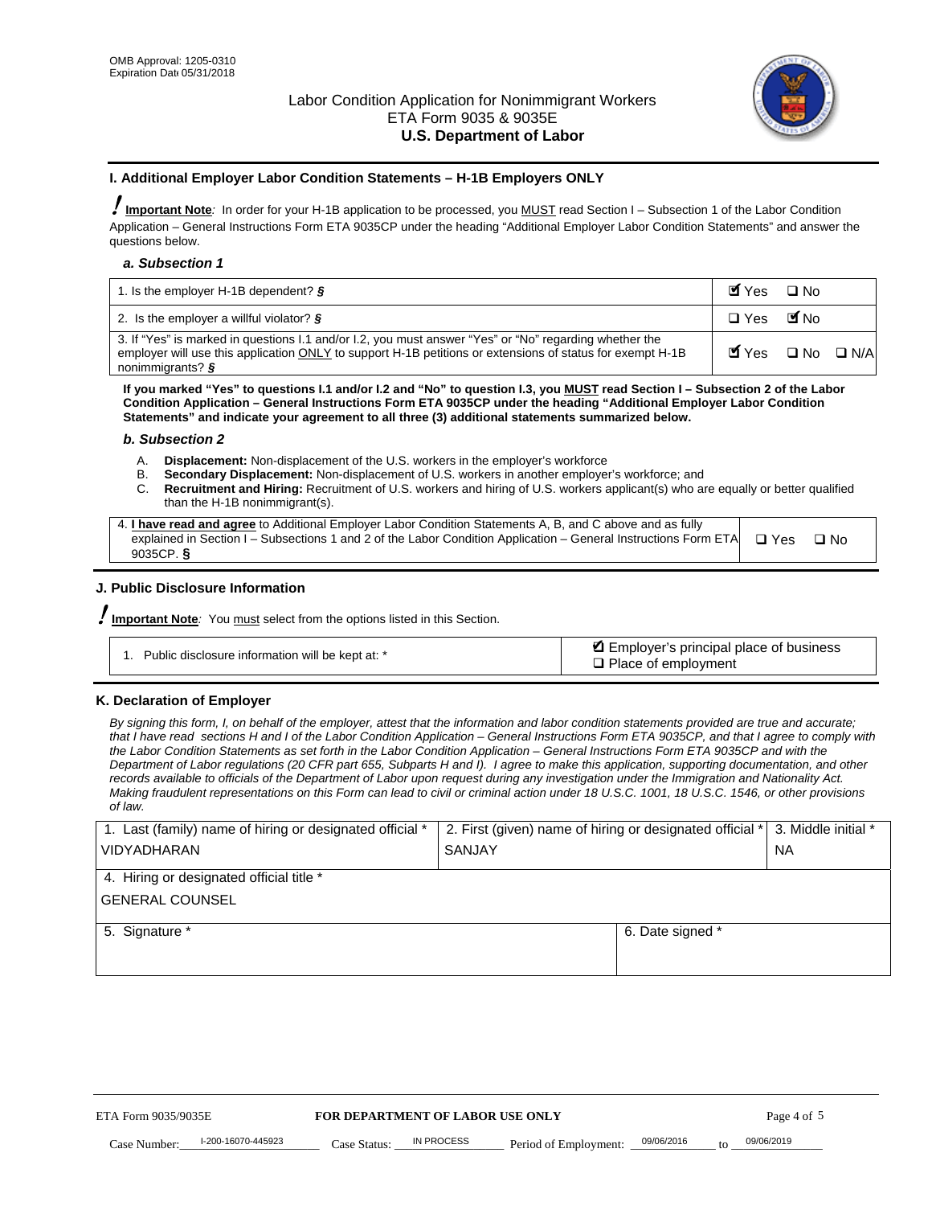OMB Approval: 1205-0310
Expiration Date 05/31/2018

Labor Condition Application for Nonimmigrant Workers
ETA Form 9035 & 9035E
**U.S. Department of Labor**

### I. Additional Employer Labor Condition Statements – H-1B Employers ONLY

**Important Note**: In order for your H-1B application to be processed, you MUST read Section I – Subsection 1 of the Labor Condition Application – General Instructions Form ETA 9035CP under the heading "Additional Employer Labor Condition Statements" and answer the questions below.

#### *a. Subsection 1*

| | |
|---|---|
| 1. Is the employer H-1B dependent? § | ☑ Yes ❑ No |
| 2. Is the employer a willful violator? § | ❑ Yes ☑ No |
| 3. If "Yes" is marked in questions I.1 and/or I.2, you must answer "Yes" or "No" regarding whether the employer will use this application ONLY to support H-1B petitions or extensions of status for exempt H-1B nonimmigrants? § | ☑ Yes ❑ No ❑ N/A |

**If you marked "Yes" to questions I.1 and/or I.2 and "No" to question I.3, you MUST read Section I – Subsection 2 of the Labor Condition Application – General Instructions Form ETA 9035CP under the heading "Additional Employer Labor Condition Statements" and indicate your agreement to all three (3) additional statements summarized below.**

#### *b. Subsection 2*

A. **Displacement:** Non-displacement of the U.S. workers in the employer's workforce
B. **Secondary Displacement:** Non-displacement of U.S. workers in another employer's workforce; and
C. **Recruitment and Hiring:** Recruitment of U.S. workers and hiring of U.S. workers applicant(s) who are equally or better qualified than the H-1B nonimmigrant(s).

| | |
|---|---|
| 4. **I have read and agree** to Additional Employer Labor Condition Statements A, B, and C above and as fully explained in Section I – Subsections 1 and 2 of the Labor Condition Application – General Instructions Form ETA 9035CP. § | ❑ Yes ❑ No |

### J. Public Disclosure Information

**Important Note**: You must select from the options listed in this Section.

| | |
|---|---|
| 1. Public disclosure information will be kept at: * | ☑ Employer's principal place of business<br>❑ Place of employment |

### K. Declaration of Employer

*By signing this form, I, on behalf of the employer, attest that the information and labor condition statements provided are true and accurate; that I have read sections H and I of the Labor Condition Application – General Instructions Form ETA 9035CP, and that I agree to comply with the Labor Condition Statements as set forth in the Labor Condition Application – General Instructions Form ETA 9035CP and with the Department of Labor regulations (20 CFR part 655, Subparts H and I). I agree to make this application, supporting documentation, and other records available to officials of the Department of Labor upon request during any investigation under the Immigration and Nationality Act. Making fraudulent representations on this Form can lead to civil or criminal action under 18 U.S.C. 1001, 18 U.S.C. 1546, or other provisions of law.*

| 1. Last (family) name of hiring or designated official * | 2. First (given) name of hiring or designated official * | 3. Middle initial * |
|---|---|---|
| VIDYADHARAN | SANJAY | NA |
| 4. Hiring or designated official title * | | |
| GENERAL COUNSEL | | |
| 5. Signature * | 6. Date signed * | |
| | | |

ETA Form 9035/9035E — **FOR DEPARTMENT OF LABOR USE ONLY**

Case Number: I-200-16070-445923 Case Status: IN PROCESS Period of Employment: 09/06/2016 to 09/06/2019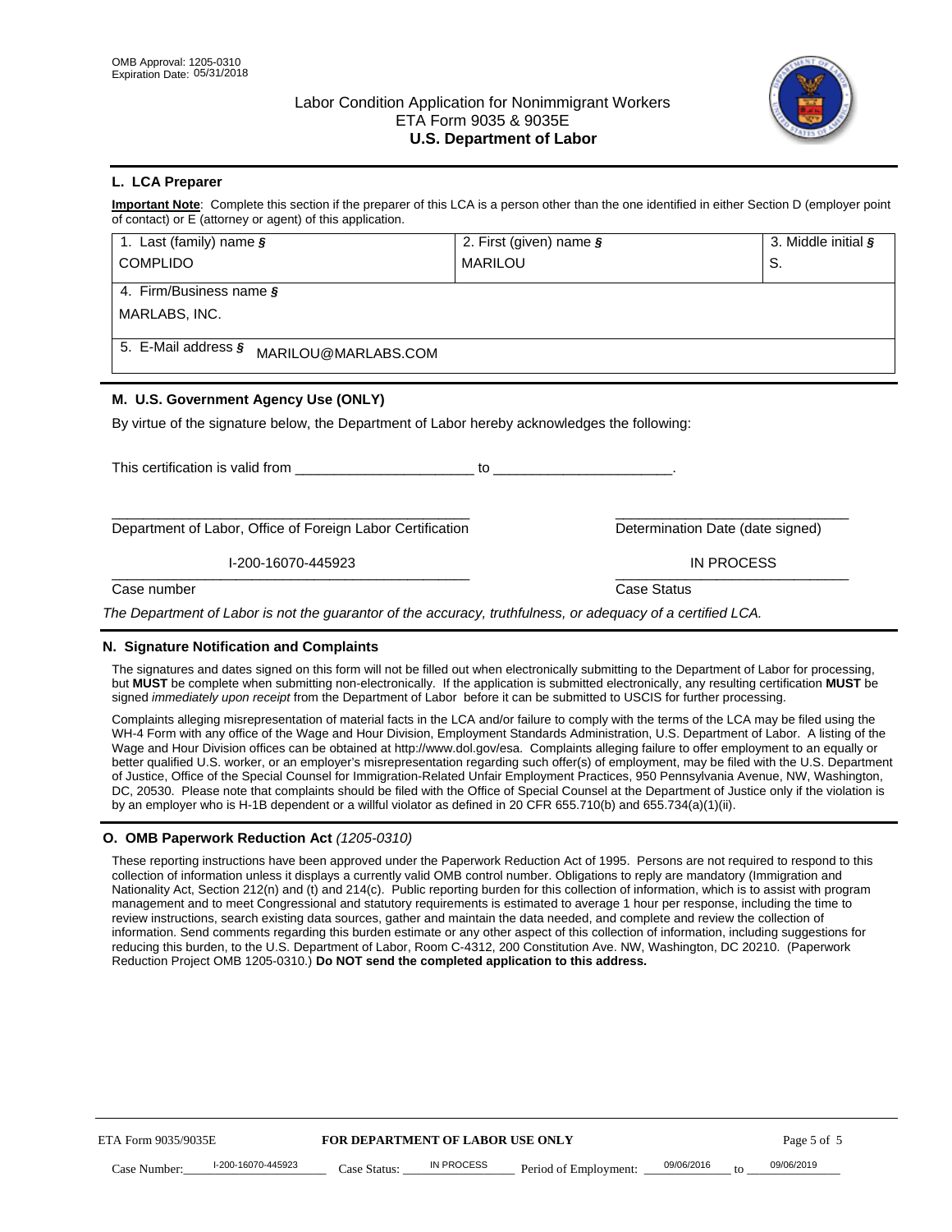OMB Approval: 1205-0310
Expiration Date: 05/31/2018

Labor Condition Application for Nonimmigrant Workers
ETA Form 9035 & 9035E
**U.S. Department of Labor**

## L. LCA Preparer

**Important Note**: Complete this section if the preparer of this LCA is a person other than the one identified in either Section D (employer point of contact) or E (attorney or agent) of this application.

| 1. Last (family) name § | 2. First (given) name § | 3. Middle initial § |
|---|---|---|
| COMPLIDO | MARILOU | S. |

4. Firm/Business name §

MARLABS, INC.

5. E-Mail address § MARILOU@MARLABS.COM

## M. U.S. Government Agency Use (ONLY)

By virtue of the signature below, the Department of Labor hereby acknowledges the following:

This certification is valid from ______________________ to ______________________.

______________________________________________ Department of Labor, Office of Foreign Labor Certification

______________________________ Determination Date (date signed)

I-200-16070-445923
Case number

IN PROCESS
Case Status

*The Department of Labor is not the guarantor of the accuracy, truthfulness, or adequacy of a certified LCA.*

## N. Signature Notification and Complaints

The signatures and dates signed on this form will not be filled out when electronically submitting to the Department of Labor for processing, but **MUST** be complete when submitting non-electronically. If the application is submitted electronically, any resulting certification **MUST** be signed *immediately upon receipt* from the Department of Labor before it can be submitted to USCIS for further processing.

Complaints alleging misrepresentation of material facts in the LCA and/or failure to comply with the terms of the LCA may be filed using the WH-4 Form with any office of the Wage and Hour Division, Employment Standards Administration, U.S. Department of Labor. A listing of the Wage and Hour Division offices can be obtained at http://www.dol.gov/esa. Complaints alleging failure to offer employment to an equally or better qualified U.S. worker, or an employer's misrepresentation regarding such offer(s) of employment, may be filed with the U.S. Department of Justice, Office of the Special Counsel for Immigration-Related Unfair Employment Practices, 950 Pennsylvania Avenue, NW, Washington, DC, 20530. Please note that complaints should be filed with the Office of Special Counsel at the Department of Justice only if the violation is by an employer who is H-1B dependent or a willful violator as defined in 20 CFR 655.710(b) and 655.734(a)(1)(ii).

## O. OMB Paperwork Reduction Act *(1205-0310)*

These reporting instructions have been approved under the Paperwork Reduction Act of 1995. Persons are not required to respond to this collection of information unless it displays a currently valid OMB control number. Obligations to reply are mandatory (Immigration and Nationality Act, Section 212(n) and (t) and 214(c). Public reporting burden for this collection of information, which is to assist with program management and to meet Congressional and statutory requirements is estimated to average 1 hour per response, including the time to review instructions, search existing data sources, gather and maintain the data needed, and complete and review the collection of information. Send comments regarding this burden estimate or any other aspect of this collection of information, including suggestions for reducing this burden, to the U.S. Department of Labor, Room C-4312, 200 Constitution Ave. NW, Washington, DC 20210. (Paperwork Reduction Project OMB 1205-0310.) **Do NOT send the completed application to this address.**

ETA Form 9035/9035E — **FOR DEPARTMENT OF LABOR USE ONLY**

Case Number: I-200-16070-445923 Case Status: IN PROCESS Period of Employment: 09/06/2016 to 09/06/2019